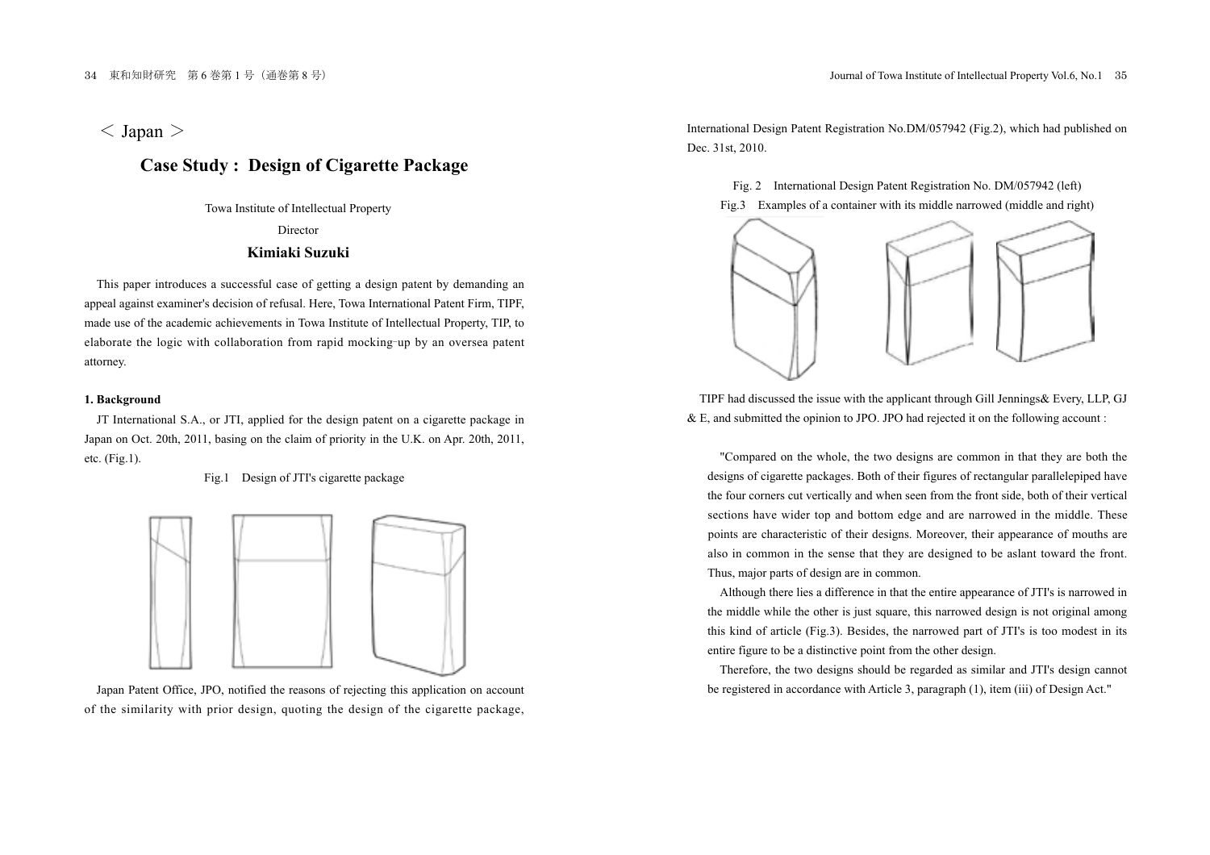＜ Japan ＞

# Case Study : Design of Cigarette Package

Towa Institute of Intellectual Property

Director

**Kimiaki Suzuki**

This paper introduces a successful case of getting a design patent by demanding an appeal against examiner's decision of refusal. Here, Towa International Patent Firm, TIPF, made use of the academic achievements in Towa Institute of Intellectual Property, TIP, to elaborate the logic with collaboration from rapid mocking-up by an oversea patent attorney.

## 1. Background

JT International S.A., or JTI, applied for the design patent on a cigarette package in Japan on Oct. 20th, 2011, basing on the claim of priority in the U.K. on Apr. 20th, 2011, etc. (Fig.1).

Fig.1 Design of JTI's cigarette package

Japan Patent Office, JPO, notified the reasons of rejecting this application on account of the similarity with prior design, quoting the design of the cigarette package, International Design Patent Registration No.DM/057942 (Fig.2), which had published on Dec. 31st, 2010.

Fig. 2 International Design Patent Registration No. DM/057942 (left)

Fig.3 Examples of a container with its middle narrowed (middle and right)

TIPF had discussed the issue with the applicant through Gill Jennings& Every, LLP, GJ & E, and submitted the opinion to JPO. JPO had rejected it on the following account :

"Compared on the whole, the two designs are common in that they are both the designs of cigarette packages. Both of their figures of rectangular parallelepiped have the four corners cut vertically and when seen from the front side, both of their vertical sections have wider top and bottom edge and are narrowed in the middle. These points are characteristic of their designs. Moreover, their appearance of mouths are also in common in the sense that they are designed to be aslant toward the front. Thus, major parts of design are in common.

Although there lies a difference in that the entire appearance of JTI's is narrowed in the middle while the other is just square, this narrowed design is not original among this kind of article (Fig.3). Besides, the narrowed part of JTI's is too modest in its entire figure to be a distinctive point from the other design.

Therefore, the two designs should be regarded as similar and JTI's design cannot be registered in accordance with Article 3, paragraph (1), item (iii) of Design Act."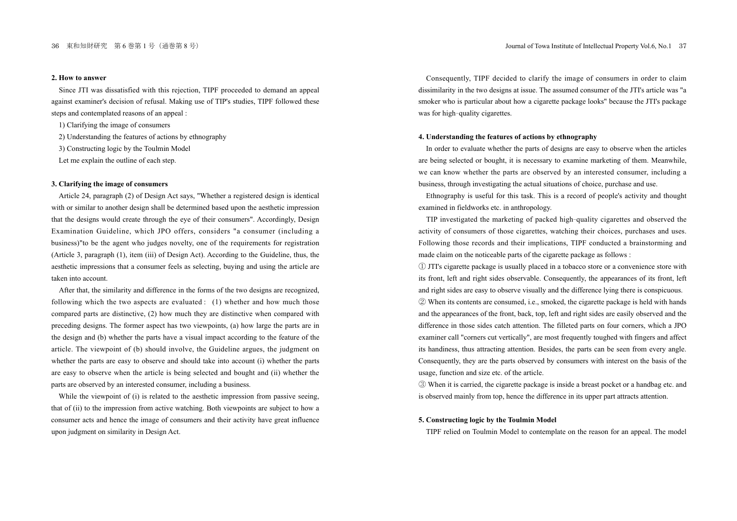## 2. How to answer

Since JTI was dissatisfied with this rejection, TIPF proceeded to demand an appeal against examiner's decision of refusal. Making use of TIP's studies, TIPF followed these steps and contemplated reasons of an appeal :

1) Clarifying the image of consumers

2) Understanding the features of actions by ethnography

3) Constructing logic by the Toulmin Model

Let me explain the outline of each step.

## 3. Clarifying the image of consumers

Article 24, paragraph (2) of Design Act says, "Whether a registered design is identical with or similar to another design shall be determined based upon the aesthetic impression that the designs would create through the eye of their consumers". Accordingly, Design Examination Guideline, which JPO offers, considers "a consumer (including a business)"to be the agent who judges novelty, one of the requirements for registration (Article 3, paragraph (1), item (iii) of Design Act). According to the Guideline, thus, the aesthetic impressions that a consumer feels as selecting, buying and using the article are taken into account.

After that, the similarity and difference in the forms of the two designs are recognized, following which the two aspects are evaluated : (1) whether and how much those compared parts are distinctive, (2) how much they are distinctive when compared with preceding designs. The former aspect has two viewpoints, (a) how large the parts are in the design and (b) whether the parts have a visual impact according to the feature of the article. The viewpoint of (b) should involve, the Guideline argues, the judgment on whether the parts are easy to observe and should take into account (i) whether the parts are easy to observe when the article is being selected and bought and (ii) whether the parts are observed by an interested consumer, including a business.

While the viewpoint of (i) is related to the aesthetic impression from passive seeing, that of (ii) to the impression from active watching. Both viewpoints are subject to how a consumer acts and hence the image of consumers and their activity have great influence upon judgment on similarity in Design Act.

Consequently, TIPF decided to clarify the image of consumers in order to claim dissimilarity in the two designs at issue. The assumed consumer of the JTI's article was "a smoker who is particular about how a cigarette package looks" because the JTI's package was for high‐quality cigarettes.

## 4. Understanding the features of actions by ethnography

In order to evaluate whether the parts of designs are easy to observe when the articles are being selected or bought, it is necessary to examine marketing of them. Meanwhile, we can know whether the parts are observed by an interested consumer, including a business, through investigating the actual situations of choice, purchase and use.

Ethnography is useful for this task. This is a record of people's activity and thought examined in fieldworks etc. in anthropology.

TIP investigated the marketing of packed high‐quality cigarettes and observed the activity of consumers of those cigarettes, watching their choices, purchases and uses. Following those records and their implications, TIPF conducted a brainstorming and made claim on the noticeable parts of the cigarette package as follows :

① JTI's cigarette package is usually placed in a tobacco store or a convenience store with its front, left and right sides observable. Consequently, the appearances of its front, left and right sides are easy to observe visually and the difference lying there is conspicuous.

② When its contents are consumed, i.e., smoked, the cigarette package is held with hands and the appearances of the front, back, top, left and right sides are easily observed and the difference in those sides catch attention. The filleted parts on four corners, which a JPO examiner call "corners cut vertically", are most frequently toughed with fingers and affect its handiness, thus attracting attention. Besides, the parts can be seen from every angle. Consequently, they are the parts observed by consumers with interest on the basis of the usage, function and size etc. of the article.

③ When it is carried, the cigarette package is inside a breast pocket or a handbag etc. and is observed mainly from top, hence the difference in its upper part attracts attention.

## 5. Constructing logic by the Toulmin Model

TIPF relied on Toulmin Model to contemplate on the reason for an appeal. The model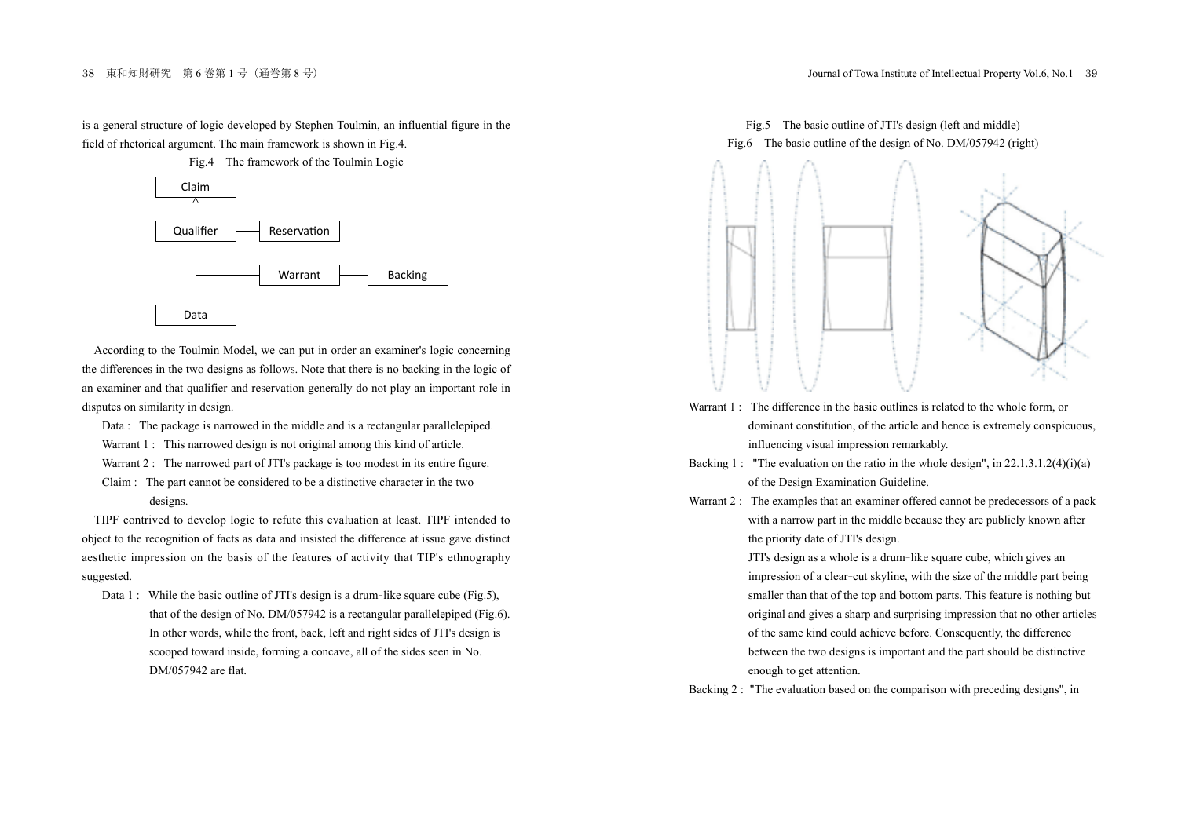is a general structure of logic developed by Stephen Toulmin, an influential figure in the field of rhetorical argument. The main framework is shown in Fig.4.

Fig.4 The framework of the Toulmin Logic

```
Claim
  ↑
Qualifier ── Reservation
  │
  ├──────── Warrant ── Backing
  │
Data
```

According to the Toulmin Model, we can put in order an examiner's logic concerning the differences in the two designs as follows. Note that there is no backing in the logic of an examiner and that qualifier and reservation generally do not play an important role in disputes on similarity in design.

Data : The package is narrowed in the middle and is a rectangular parallelepiped.

Warrant 1 : This narrowed design is not original among this kind of article.

Warrant 2 : The narrowed part of JTI's package is too modest in its entire figure.

Claim : The part cannot be considered to be a distinctive character in the two designs.

TIPF contrived to develop logic to refute this evaluation at least. TIPF intended to object to the recognition of facts as data and insisted the difference at issue gave distinct aesthetic impression on the basis of the features of activity that TIP's ethnography suggested.

Data 1 : While the basic outline of JTI's design is a drum-like square cube (Fig.5), that of the design of No. DM/057942 is a rectangular parallelepiped (Fig.6). In other words, while the front, back, left and right sides of JTI's design is scooped toward inside, forming a concave, all of the sides seen in No. DM/057942 are flat.

Fig.5 The basic outline of JTI's design (left and middle)

Fig.6 The basic outline of the design of No. DM/057942 (right)

Warrant 1 : The difference in the basic outlines is related to the whole form, or dominant constitution, of the article and hence is extremely conspicuous, influencing visual impression remarkably.

Backing 1 : "The evaluation on the ratio in the whole design", in 22.1.3.1.2(4)(i)(a) of the Design Examination Guideline.

Warrant 2 : The examples that an examiner offered cannot be predecessors of a pack with a narrow part in the middle because they are publicly known after the priority date of JTI's design.

JTI's design as a whole is a drum-like square cube, which gives an impression of a clear-cut skyline, with the size of the middle part being smaller than that of the top and bottom parts. This feature is nothing but original and gives a sharp and surprising impression that no other articles of the same kind could achieve before. Consequently, the difference between the two designs is important and the part should be distinctive enough to get attention.

Backing 2 : "The evaluation based on the comparison with preceding designs", in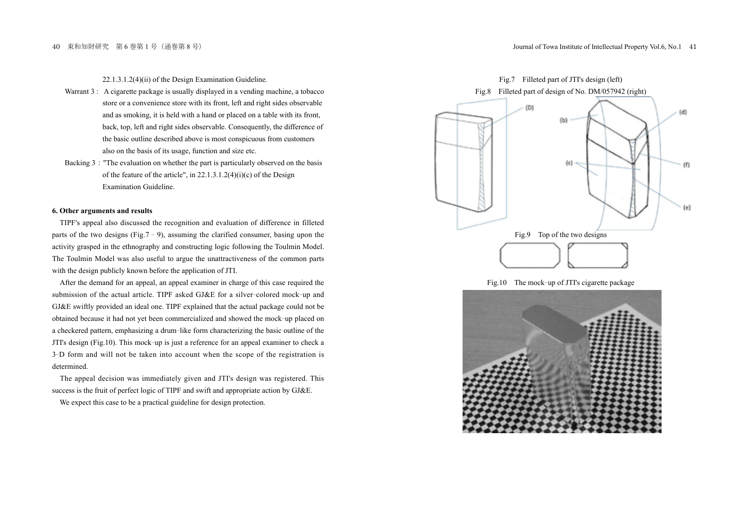22.1.3.1.2(4)(ii) of the Design Examination Guideline.

Warrant 3 : A cigarette package is usually displayed in a vending machine, a tobacco store or a convenience store with its front, left and right sides observable and as smoking, it is held with a hand or placed on a table with its front, back, top, left and right sides observable. Consequently, the difference of the basic outline described above is most conspicuous from customers also on the basis of its usage, function and size etc.

Backing 3 : "The evaluation on whether the part is particularly observed on the basis of the feature of the article", in 22.1.3.1.2(4)(i)(c) of the Design Examination Guideline.

**6. Other arguments and results**

TIPF's appeal also discussed the recognition and evaluation of difference in filleted parts of the two designs (Fig.7 – 9), assuming the clarified consumer, basing upon the activity grasped in the ethnography and constructing logic following the Toulmin Model. The Toulmin Model was also useful to argue the unattractiveness of the common parts with the design publicly known before the application of JTI.

After the demand for an appeal, an appeal examiner in charge of this case required the submission of the actual article. TIPF asked GJ&E for a silver-colored mock-up and GJ&E swiftly provided an ideal one. TIPF explained that the actual package could not be obtained because it had not yet been commercialized and showed the mock-up placed on a checkered pattern, emphasizing a drum-like form characterizing the basic outline of the JTI's design (Fig.10). This mock-up is just a reference for an appeal examiner to check a 3-D form and will not be taken into account when the scope of the registration is determined.

The appeal decision was immediately given and JTI's design was registered. This success is the fruit of perfect logic of TIPF and swift and appropriate action by GJ&E.

We expect this case to be a practical guideline for design protection.

Fig.7 Filleted part of JTI's design (left)

Fig.8 Filleted part of design of No. DM/057942 (right)

(D)
(b)
(d)
(c)
(f)
(e)

Fig.9 Top of the two designs

Fig.10 The mock-up of JTI's cigarette package